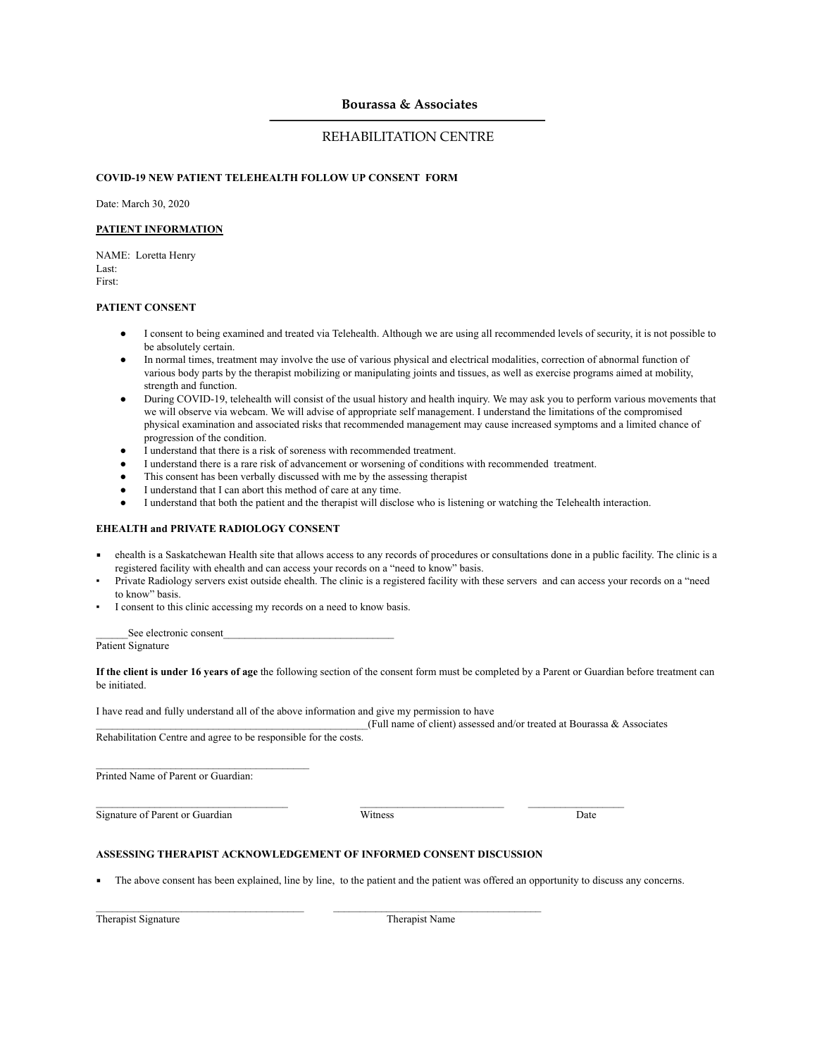**Bourassa & Associates**

REHABILITATION CENTRE

**COVID-19 NEW PATIENT TELEHEALTH FOLLOW UP CONSENT FORM**

Date: March 30, 2020

**PATIENT INFORMATION**

NAME: Loretta Henry
Last:
First:

**PATIENT CONSENT**

- I consent to being examined and treated via Telehealth. Although we are using all recommended levels of security, it is not possible to be absolutely certain.
- In normal times, treatment may involve the use of various physical and electrical modalities, correction of abnormal function of various body parts by the therapist mobilizing or manipulating joints and tissues, as well as exercise programs aimed at mobility, strength and function.
- During COVID-19, telehealth will consist of the usual history and health inquiry. We may ask you to perform various movements that we will observe via webcam. We will advise of appropriate self management. I understand the limitations of the compromised physical examination and associated risks that recommended management may cause increased symptoms and a limited chance of progression of the condition.
- I understand that there is a risk of soreness with recommended treatment.
- I understand there is a rare risk of advancement or worsening of conditions with recommended treatment.
- This consent has been verbally discussed with me by the assessing therapist
- I understand that I can abort this method of care at any time.
- I understand that both the patient and the therapist will disclose who is listening or watching the Telehealth interaction.

**EHEALTH and PRIVATE RADIOLOGY CONSENT**

- ehealth is a Saskatchewan Health site that allows access to any records of procedures or consultations done in a public facility. The clinic is a registered facility with ehealth and can access your records on a "need to know" basis.
- Private Radiology servers exist outside ehealth. The clinic is a registered facility with these servers and can access your records on a "need to know" basis.
- I consent to this clinic accessing my records on a need to know basis.

______See electronic consent________________________________
Patient Signature

**If the client is under 16 years of age** the following section of the consent form must be completed by a Parent or Guardian before treatment can be initiated.

I have read and fully understand all of the above information and give my permission to have _____________________________________________________(Full name of client) assessed and/or treated at Bourassa & Associates Rehabilitation Centre and agree to be responsible for the costs.

________________________________________
Printed Name of Parent or Guardian:

____________________________________ ___________________________ __________________
Signature of Parent or Guardian Witness Date

**ASSESSING THERAPIST ACKNOWLEDGEMENT OF INFORMED CONSENT DISCUSSION**

- The above consent has been explained, line by line, to the patient and the patient was offered an opportunity to discuss any concerns.

_______________________________________ _______________________________________
Therapist Signature Therapist Name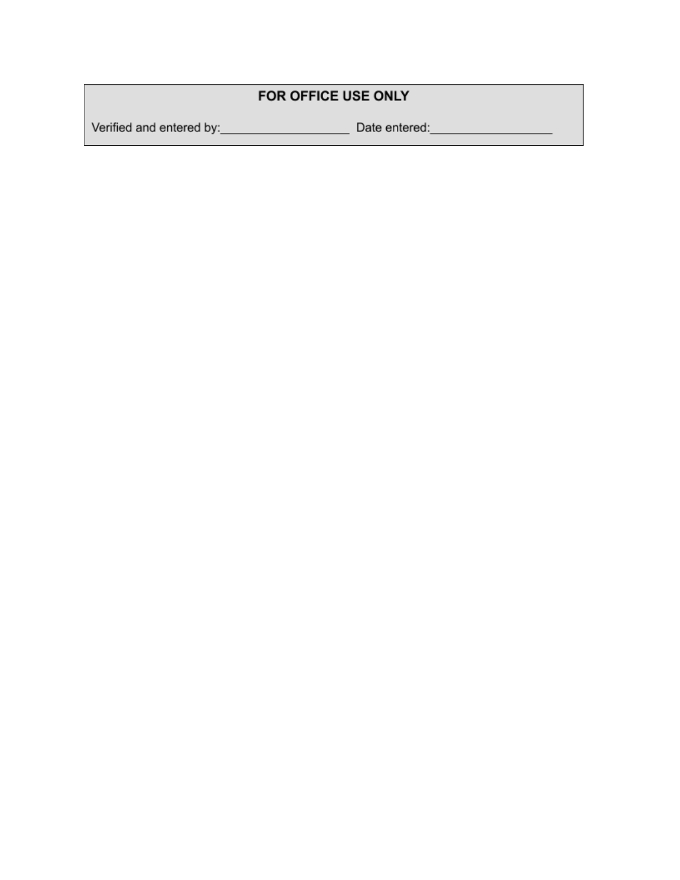**FOR OFFICE USE ONLY**

Verified and entered by:____________________ Date entered:___________________